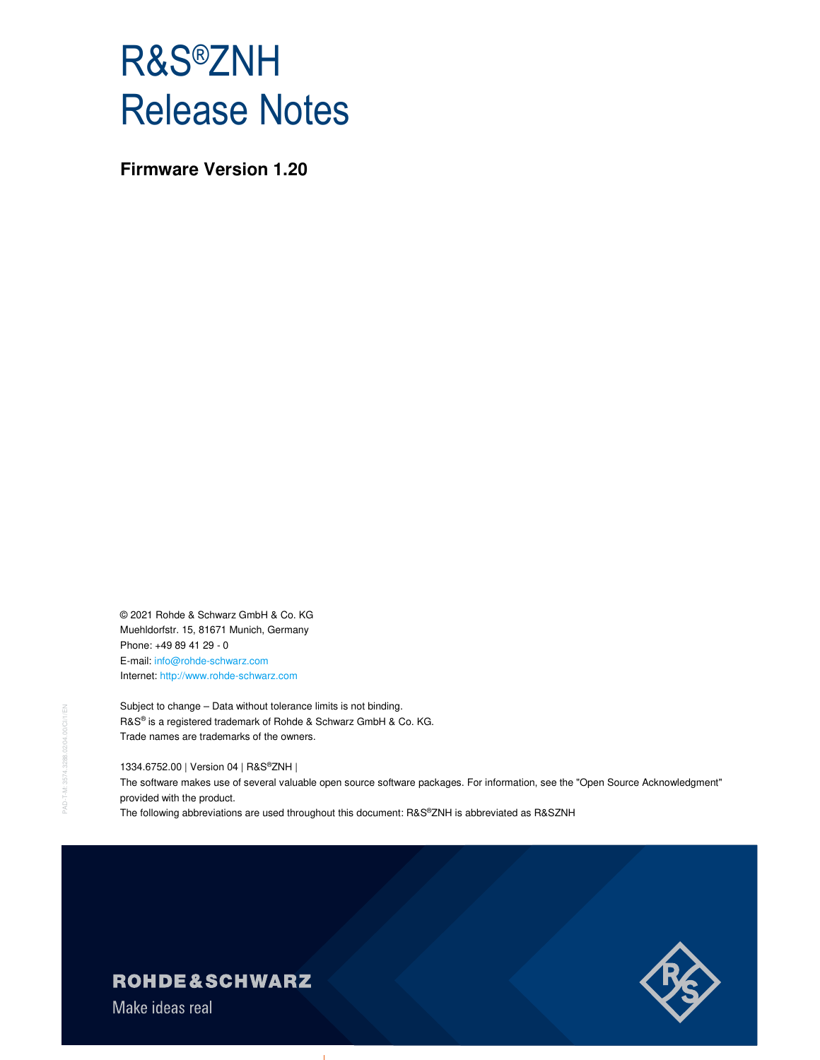# R&S®ZNH Release Notes

**Firmware Version 1.20**

© 2021 Rohde & Schwarz GmbH & Co. KG
Muehldorfstr. 15, 81671 Munich, Germany
Phone: +49 89 41 29 - 0
E-mail: info@rohde-schwarz.com
Internet: http://www.rohde-schwarz.com

Subject to change – Data without tolerance limits is not binding.
R&S® is a registered trademark of Rohde & Schwarz GmbH & Co. KG.
Trade names are trademarks of the owners.

1334.6752.00 | Version 04 | R&S®ZNH |
The software makes use of several valuable open source software packages. For information, see the "Open Source Acknowledgment" provided with the product.
The following abbreviations are used throughout this document: R&S®ZNH is abbreviated as R&SZNH

ROHDE&SCHWARZ
Make ideas real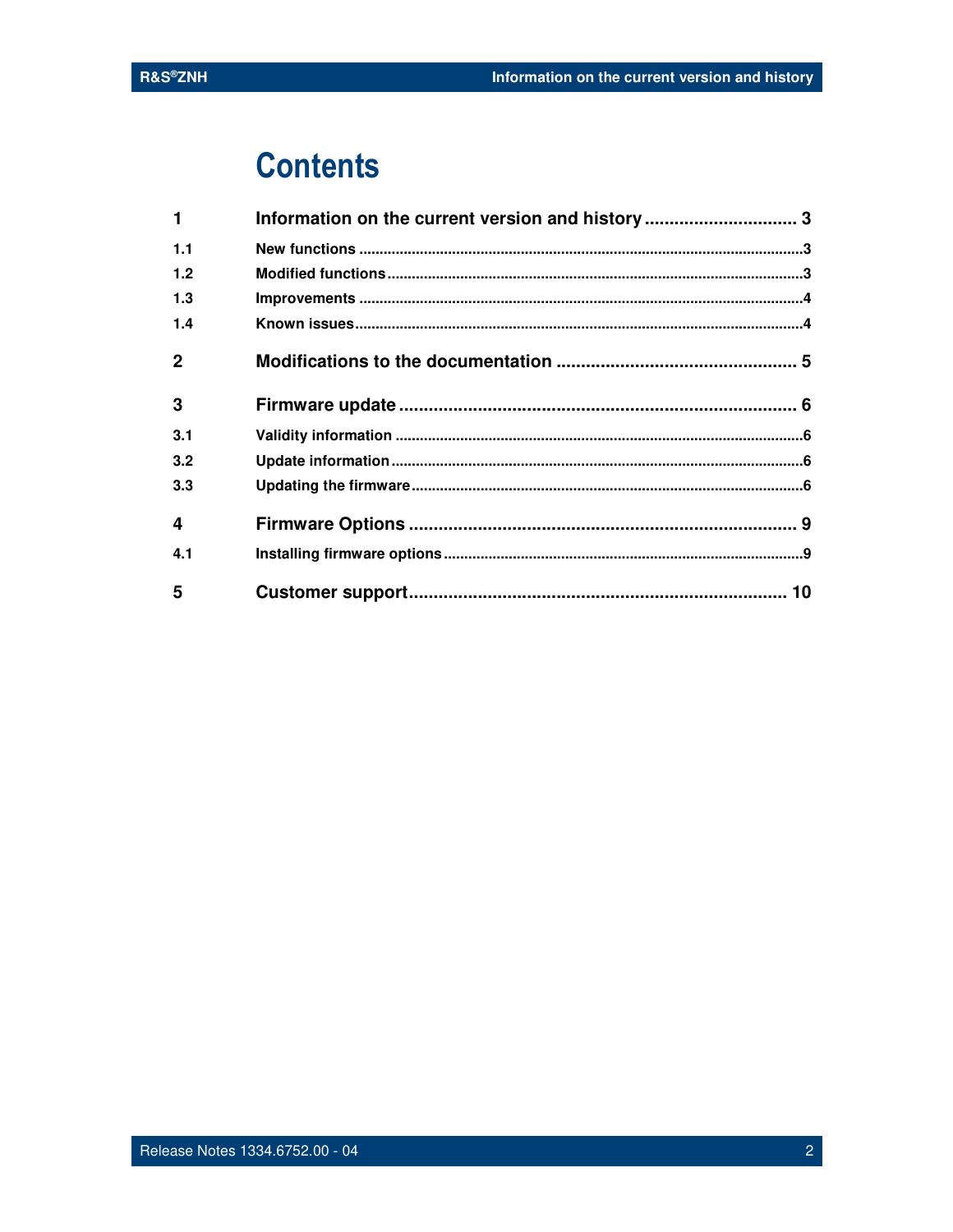# Contents

| | | |
|---|---|---|
| **1** | **Information on the current version and history** | **3** |
| 1.1 | New functions | 3 |
| 1.2 | Modified functions | 3 |
| 1.3 | Improvements | 4 |
| 1.4 | Known issues | 4 |
| **2** | **Modifications to the documentation** | **5** |
| **3** | **Firmware update** | **6** |
| 3.1 | Validity information | 6 |
| 3.2 | Update information | 6 |
| 3.3 | Updating the firmware | 6 |
| **4** | **Firmware Options** | **9** |
| 4.1 | Installing firmware options | 9 |
| **5** | **Customer support** | **10** |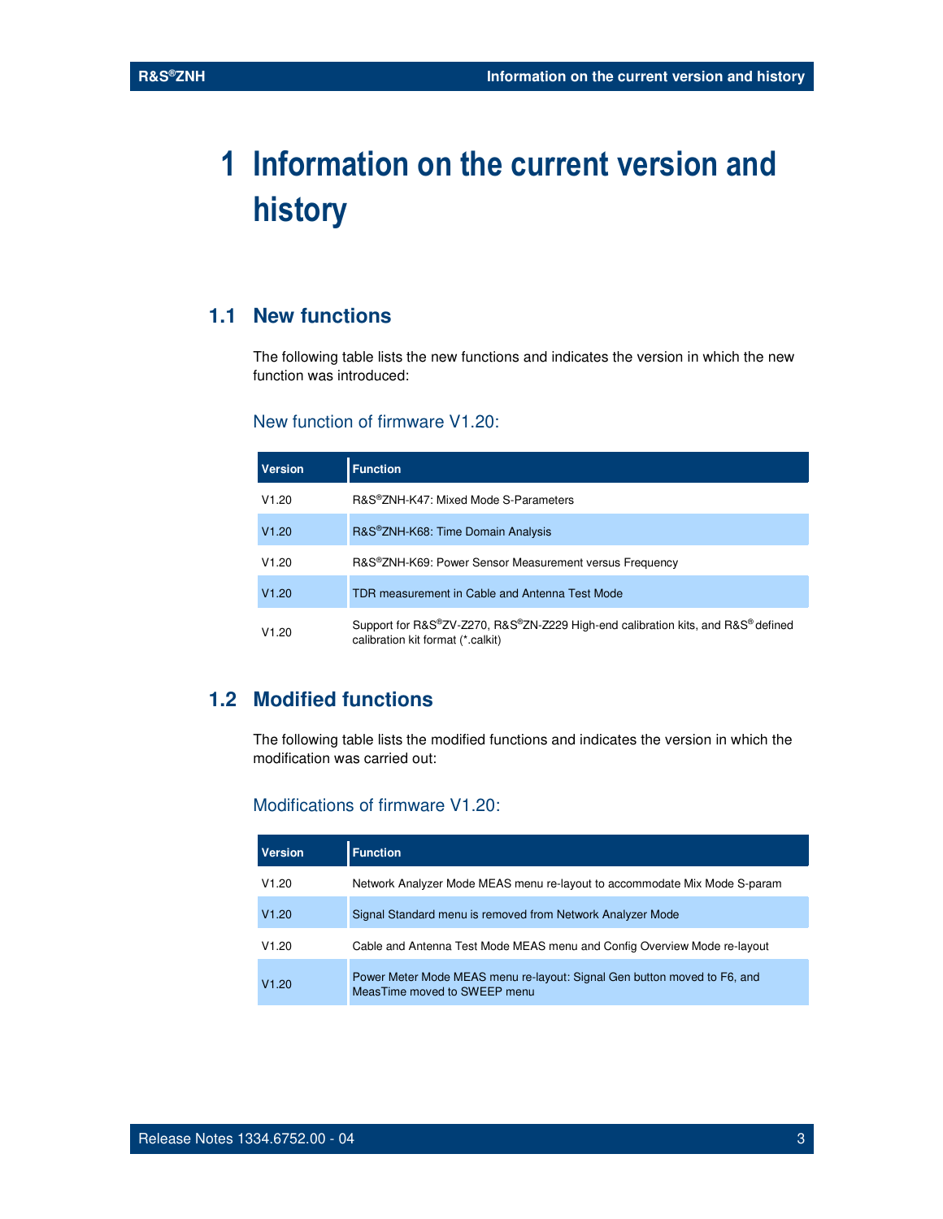# 1 Information on the current version and history

## 1.1 New functions

The following table lists the new functions and indicates the version in which the new function was introduced:

### New function of firmware V1.20:

| Version | Function |
|---|---|
| V1.20 | R&S®ZNH-K47: Mixed Mode S-Parameters |
| V1.20 | R&S®ZNH-K68: Time Domain Analysis |
| V1.20 | R&S®ZNH-K69: Power Sensor Measurement versus Frequency |
| V1.20 | TDR measurement in Cable and Antenna Test Mode |
| V1.20 | Support for R&S®ZV-Z270, R&S®ZN-Z229 High-end calibration kits, and R&S® defined calibration kit format (*.calkit) |

## 1.2 Modified functions

The following table lists the modified functions and indicates the version in which the modification was carried out:

### Modifications of firmware V1.20:

| Version | Function |
|---|---|
| V1.20 | Network Analyzer Mode MEAS menu re-layout to accommodate Mix Mode S-param |
| V1.20 | Signal Standard menu is removed from Network Analyzer Mode |
| V1.20 | Cable and Antenna Test Mode MEAS menu and Config Overview Mode re-layout |
| V1.20 | Power Meter Mode MEAS menu re-layout: Signal Gen button moved to F6, and MeasTime moved to SWEEP menu |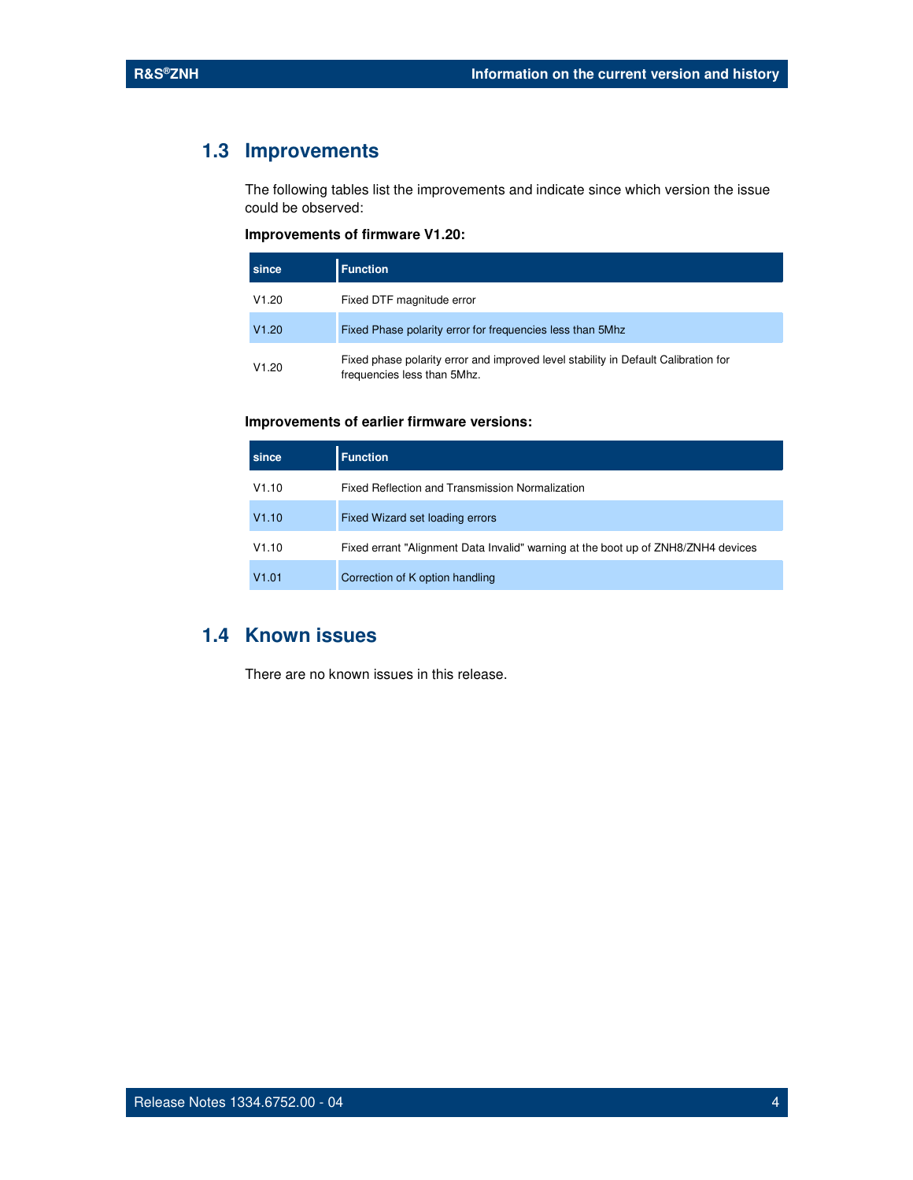## 1.3 Improvements

The following tables list the improvements and indicate since which version the issue could be observed:

**Improvements of firmware V1.20:**

| since | Function |
|---|---|
| V1.20 | Fixed DTF magnitude error |
| V1.20 | Fixed Phase polarity error for frequencies less than 5Mhz |
| V1.20 | Fixed phase polarity error and improved level stability in Default Calibration for frequencies less than 5Mhz. |

**Improvements of earlier firmware versions:**

| since | Function |
|---|---|
| V1.10 | Fixed Reflection and Transmission Normalization |
| V1.10 | Fixed Wizard set loading errors |
| V1.10 | Fixed errant "Alignment Data Invalid" warning at the boot up of ZNH8/ZNH4 devices |
| V1.01 | Correction of K option handling |

## 1.4 Known issues

There are no known issues in this release.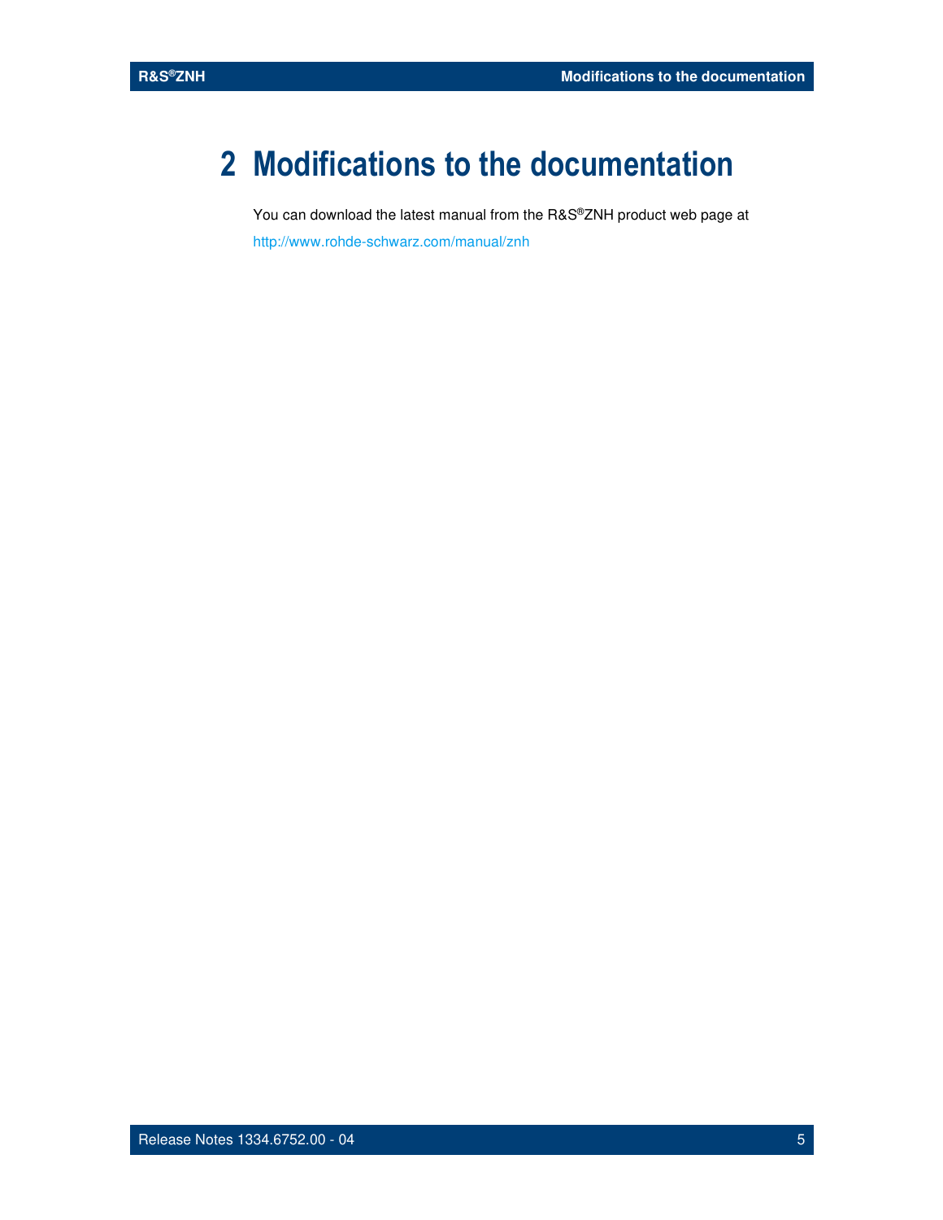# 2 Modifications to the documentation

You can download the latest manual from the R&S®ZNH product web page at

http://www.rohde-schwarz.com/manual/znh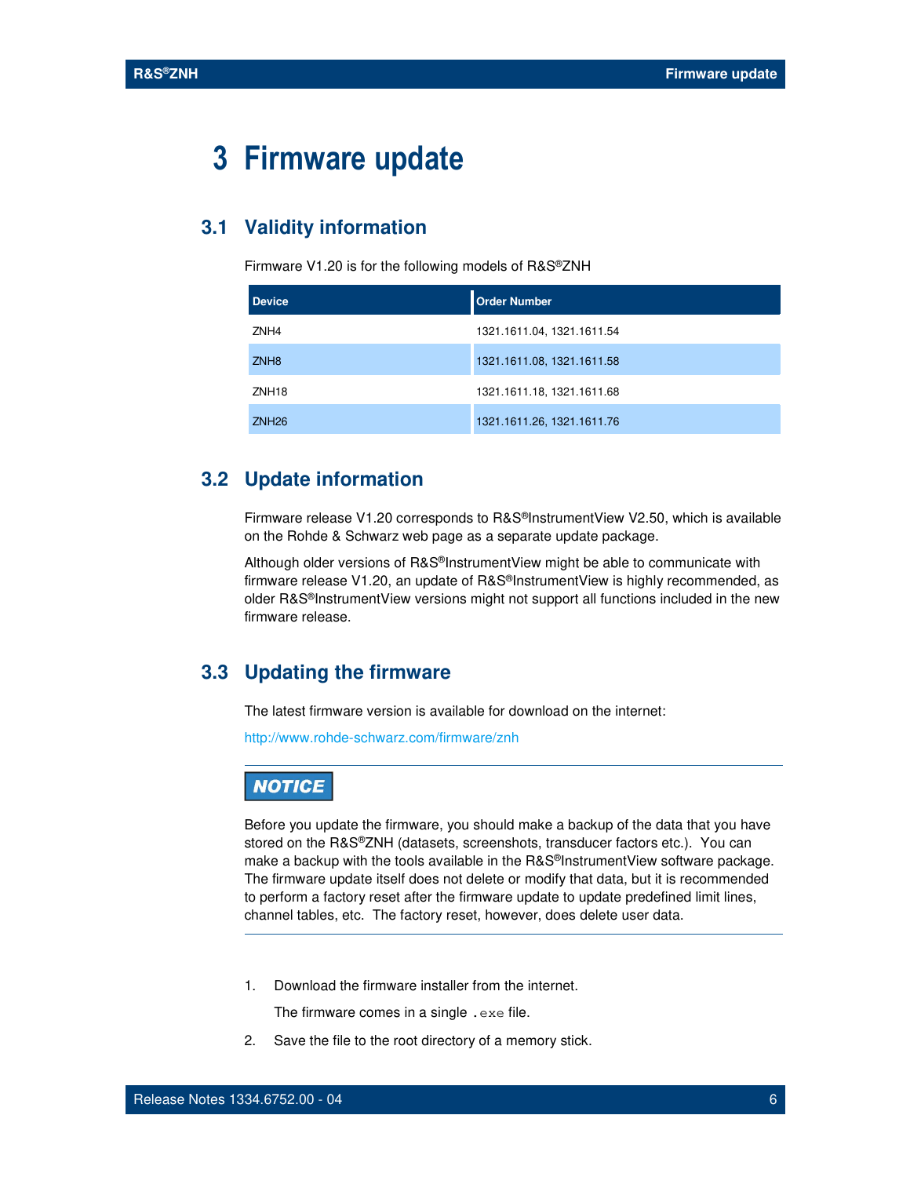# 3 Firmware update

## 3.1 Validity information

Firmware V1.20 is for the following models of R&S®ZNH

| Device | Order Number |
| --- | --- |
| ZNH4 | 1321.1611.04, 1321.1611.54 |
| ZNH8 | 1321.1611.08, 1321.1611.58 |
| ZNH18 | 1321.1611.18, 1321.1611.68 |
| ZNH26 | 1321.1611.26, 1321.1611.76 |

## 3.2 Update information

Firmware release V1.20 corresponds to R&S®InstrumentView V2.50, which is available on the Rohde & Schwarz web page as a separate update package.

Although older versions of R&S®InstrumentView might be able to communicate with firmware release V1.20, an update of R&S®InstrumentView is highly recommended, as older R&S®InstrumentView versions might not support all functions included in the new firmware release.

## 3.3 Updating the firmware

The latest firmware version is available for download on the internet:

http://www.rohde-schwarz.com/firmware/znh

---

**NOTICE**

Before you update the firmware, you should make a backup of the data that you have stored on the R&S®ZNH (datasets, screenshots, transducer factors etc.). You can make a backup with the tools available in the R&S®InstrumentView software package. The firmware update itself does not delete or modify that data, but it is recommended to perform a factory reset after the firmware update to update predefined limit lines, channel tables, etc. The factory reset, however, does delete user data.

---

1. Download the firmware installer from the internet.

   The firmware comes in a single `.exe` file.

2. Save the file to the root directory of a memory stick.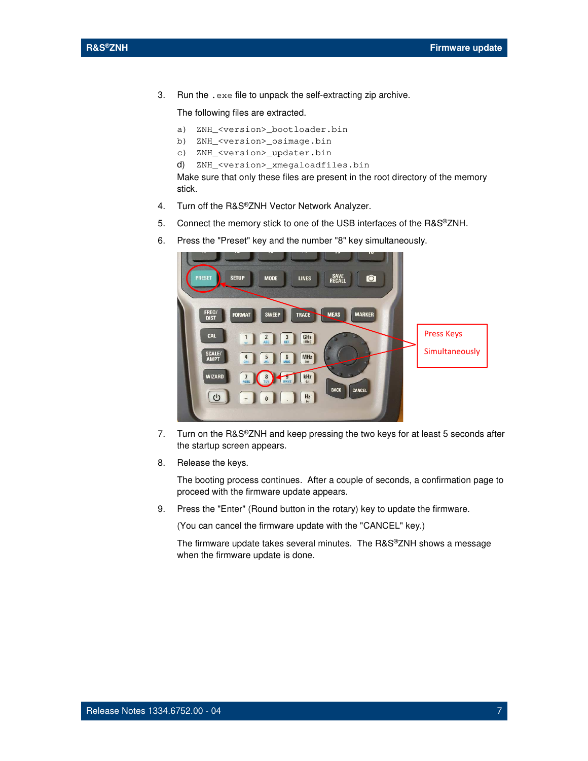3. Run the `.exe` file to unpack the self-extracting zip archive.

   The following files are extracted.

   a) `ZNH_<version>_bootloader.bin`
   b) `ZNH_<version>_osimage.bin`
   c) `ZNH_<version>_updater.bin`
   d) `ZNH_<version>_xmegaloadfiles.bin`

   Make sure that only these files are present in the root directory of the memory stick.

4. Turn off the R&S®ZNH Vector Network Analyzer.

5. Connect the memory stick to one of the USB interfaces of the R&S®ZNH.

6. Press the "Preset" key and the number "8" key simultaneously.

   Press Keys Simultaneously

7. Turn on the R&S®ZNH and keep pressing the two keys for at least 5 seconds after the startup screen appears.

8. Release the keys.

   The booting process continues. After a couple of seconds, a confirmation page to proceed with the firmware update appears.

9. Press the "Enter" (Round button in the rotary) key to update the firmware.

   (You can cancel the firmware update with the "CANCEL" key.)

   The firmware update takes several minutes. The R&S®ZNH shows a message when the firmware update is done.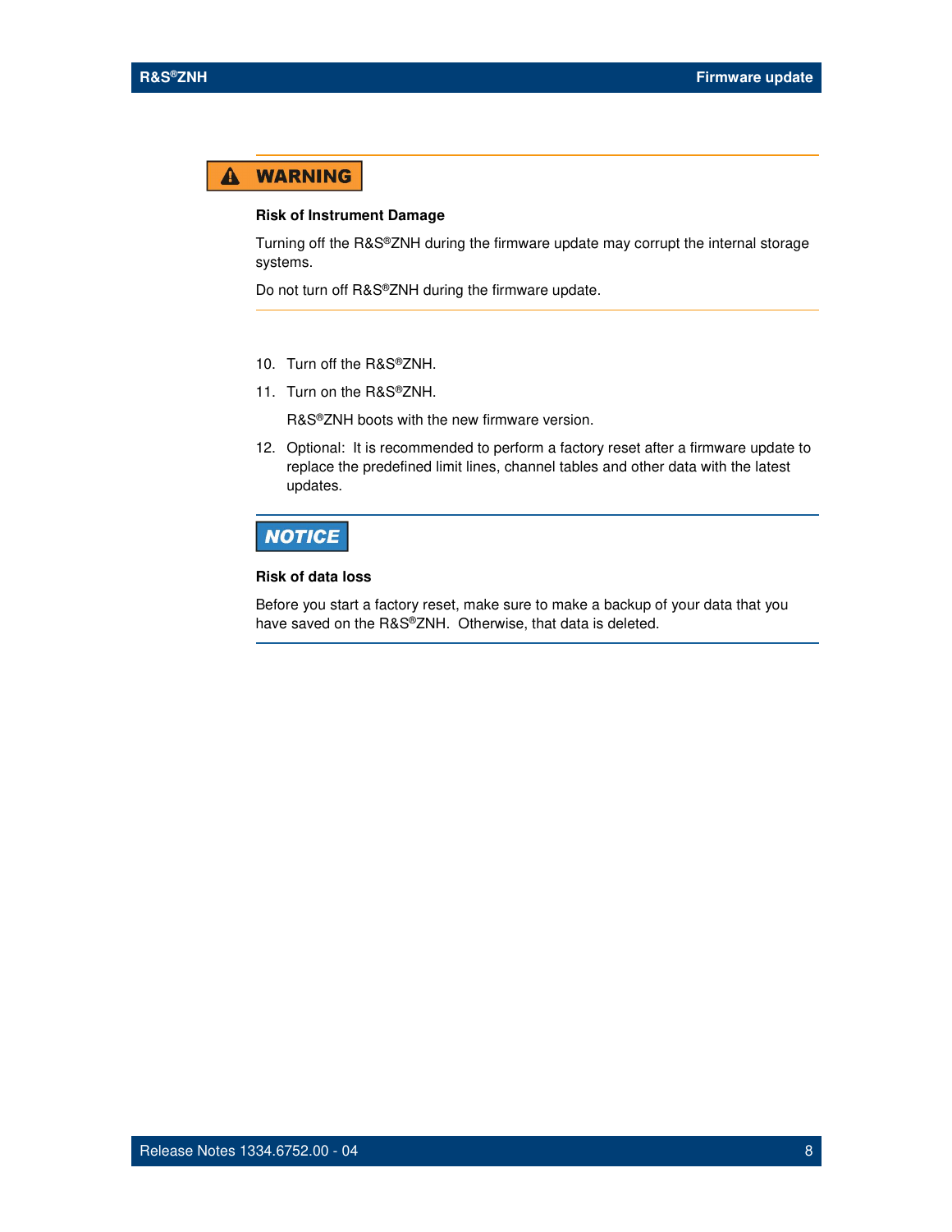**WARNING**

**Risk of Instrument Damage**

Turning off the R&S®ZNH during the firmware update may corrupt the internal storage systems.

Do not turn off R&S®ZNH during the firmware update.

10. Turn off the R&S®ZNH.
11. Turn on the R&S®ZNH.

    R&S®ZNH boots with the new firmware version.
12. Optional: It is recommended to perform a factory reset after a firmware update to replace the predefined limit lines, channel tables and other data with the latest updates.

**NOTICE**

**Risk of data loss**

Before you start a factory reset, make sure to make a backup of your data that you have saved on the R&S®ZNH. Otherwise, that data is deleted.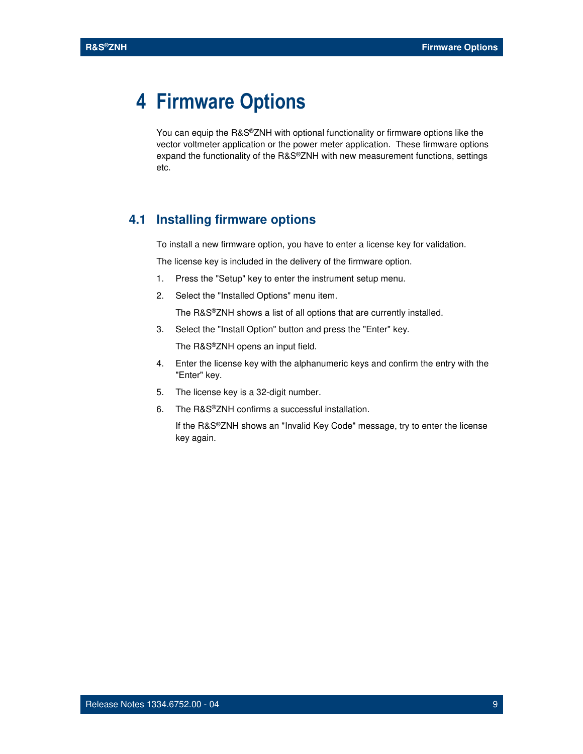# 4 Firmware Options

You can equip the R&S®ZNH with optional functionality or firmware options like the vector voltmeter application or the power meter application. These firmware options expand the functionality of the R&S®ZNH with new measurement functions, settings etc.

## 4.1 Installing firmware options

To install a new firmware option, you have to enter a license key for validation.

The license key is included in the delivery of the firmware option.

1. Press the "Setup" key to enter the instrument setup menu.
2. Select the "Installed Options" menu item.

   The R&S®ZNH shows a list of all options that are currently installed.
3. Select the "Install Option" button and press the "Enter" key.

   The R&S®ZNH opens an input field.
4. Enter the license key with the alphanumeric keys and confirm the entry with the "Enter" key.
5. The license key is a 32-digit number.
6. The R&S®ZNH confirms a successful installation.

   If the R&S®ZNH shows an "Invalid Key Code" message, try to enter the license key again.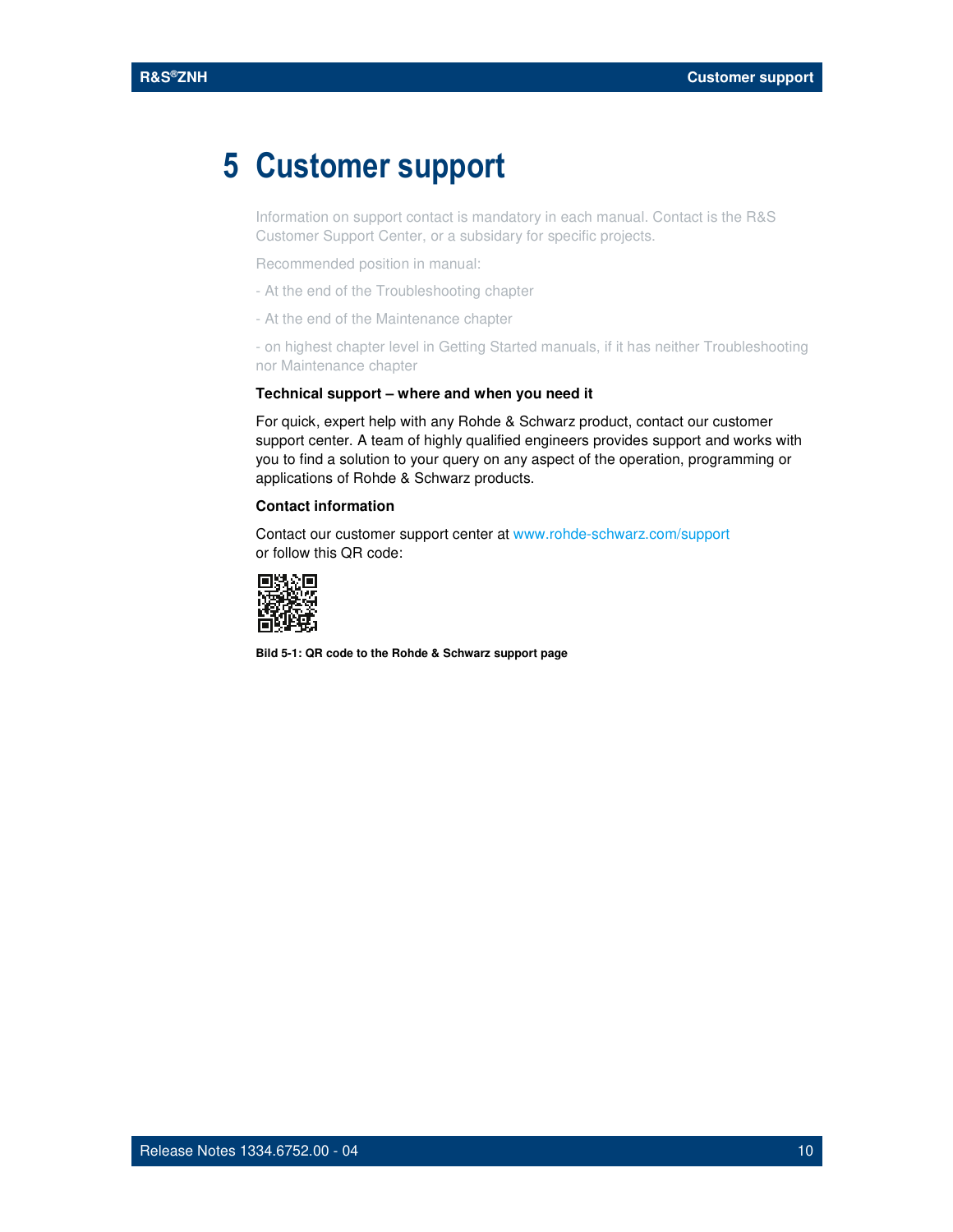# 5 Customer support

Information on support contact is mandatory in each manual. Contact is the R&S Customer Support Center, or a subsidary for specific projects.

Recommended position in manual:

- At the end of the Troubleshooting chapter

- At the end of the Maintenance chapter

- on highest chapter level in Getting Started manuals, if it has neither Troubleshooting nor Maintenance chapter

**Technical support – where and when you need it**

For quick, expert help with any Rohde & Schwarz product, contact our customer support center. A team of highly qualified engineers provides support and works with you to find a solution to your query on any aspect of the operation, programming or applications of Rohde & Schwarz products.

**Contact information**

Contact our customer support center at www.rohde-schwarz.com/support or follow this QR code:

**Bild 5-1: QR code to the Rohde & Schwarz support page**